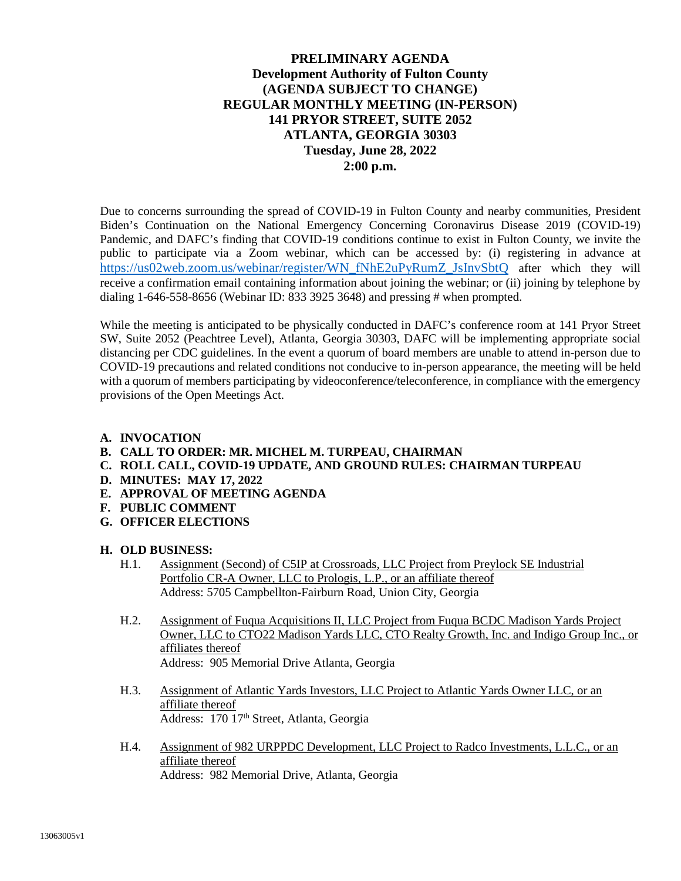# PRELIMINARY AGENDA
## Development Authority of Fulton County
## (AGENDA SUBJECT TO CHANGE)
## REGULAR MONTHLY MEETING (IN-PERSON)
## 141 PRYOR STREET, SUITE 2052
## ATLANTA, GEORGIA 30303
## Tuesday, June 28, 2022
## 2:00 p.m.

Due to concerns surrounding the spread of COVID-19 in Fulton County and nearby communities, President Biden's Continuation on the National Emergency Concerning Coronavirus Disease 2019 (COVID-19) Pandemic, and DAFC's finding that COVID-19 conditions continue to exist in Fulton County, we invite the public to participate via a Zoom webinar, which can be accessed by: (i) registering in advance at https://us02web.zoom.us/webinar/register/WN_fNhE2uPyRumZ_JsInvSbtQ after which they will receive a confirmation email containing information about joining the webinar; or (ii) joining by telephone by dialing 1-646-558-8656 (Webinar ID: 833 3925 3648) and pressing # when prompted.

While the meeting is anticipated to be physically conducted in DAFC's conference room at 141 Pryor Street SW, Suite 2052 (Peachtree Level), Atlanta, Georgia 30303, DAFC will be implementing appropriate social distancing per CDC guidelines. In the event a quorum of board members are unable to attend in-person due to COVID-19 precautions and related conditions not conducive to in-person appearance, the meeting will be held with a quorum of members participating by videoconference/teleconference, in compliance with the emergency provisions of the Open Meetings Act.

**A. INVOCATION**
**B. CALL TO ORDER: MR. MICHEL M. TURPEAU, CHAIRMAN**
**C. ROLL CALL, COVID-19 UPDATE, AND GROUND RULES: CHAIRMAN TURPEAU**
**D. MINUTES: MAY 17, 2022**
**E. APPROVAL OF MEETING AGENDA**
**F. PUBLIC COMMENT**
**G. OFFICER ELECTIONS**

**H. OLD BUSINESS:**

H.1. Assignment (Second) of C5IP at Crossroads, LLC Project from Preylock SE Industrial Portfolio CR-A Owner, LLC to Prologis, L.P., or an affiliate thereof
Address: 5705 Campbellton-Fairburn Road, Union City, Georgia

H.2. Assignment of Fuqua Acquisitions II, LLC Project from Fuqua BCDC Madison Yards Project Owner, LLC to CTO22 Madison Yards LLC, CTO Realty Growth, Inc. and Indigo Group Inc., or affiliates thereof
Address: 905 Memorial Drive Atlanta, Georgia

H.3. Assignment of Atlantic Yards Investors, LLC Project to Atlantic Yards Owner LLC, or an affiliate thereof
Address: 170 17th Street, Atlanta, Georgia

H.4. Assignment of 982 URPPDC Development, LLC Project to Radco Investments, L.L.C., or an affiliate thereof
Address: 982 Memorial Drive, Atlanta, Georgia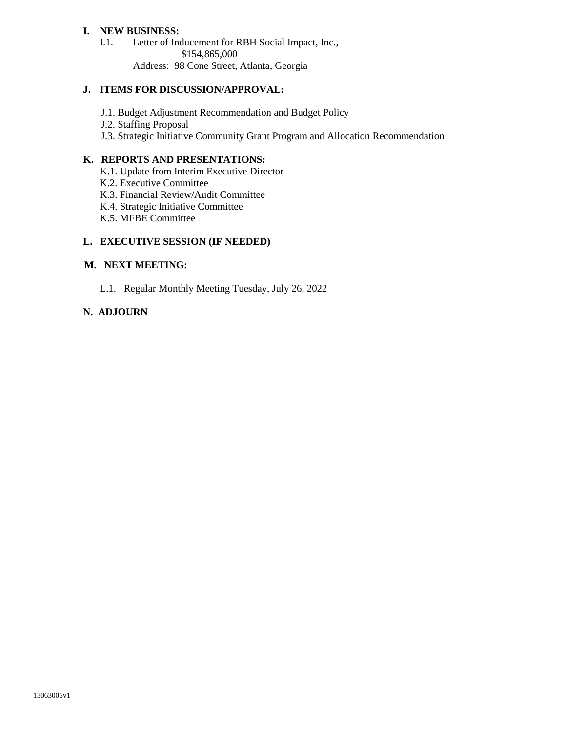**I. NEW BUSINESS:**

I.1. Letter of Inducement for RBH Social Impact, Inc., $154,865,000
Address: 98 Cone Street, Atlanta, Georgia

**J. ITEMS FOR DISCUSSION/APPROVAL:**

J.1. Budget Adjustment Recommendation and Budget Policy
J.2. Staffing Proposal
J.3. Strategic Initiative Community Grant Program and Allocation Recommendation

**K. REPORTS AND PRESENTATIONS:**

K.1. Update from Interim Executive Director
K.2. Executive Committee
K.3. Financial Review/Audit Committee
K.4. Strategic Initiative Committee
K.5. MFBE Committee

**L. EXECUTIVE SESSION (IF NEEDED)**

**M. NEXT MEETING:**

L.1. Regular Monthly Meeting Tuesday, July 26, 2022

**N. ADJOURN**

13063005v1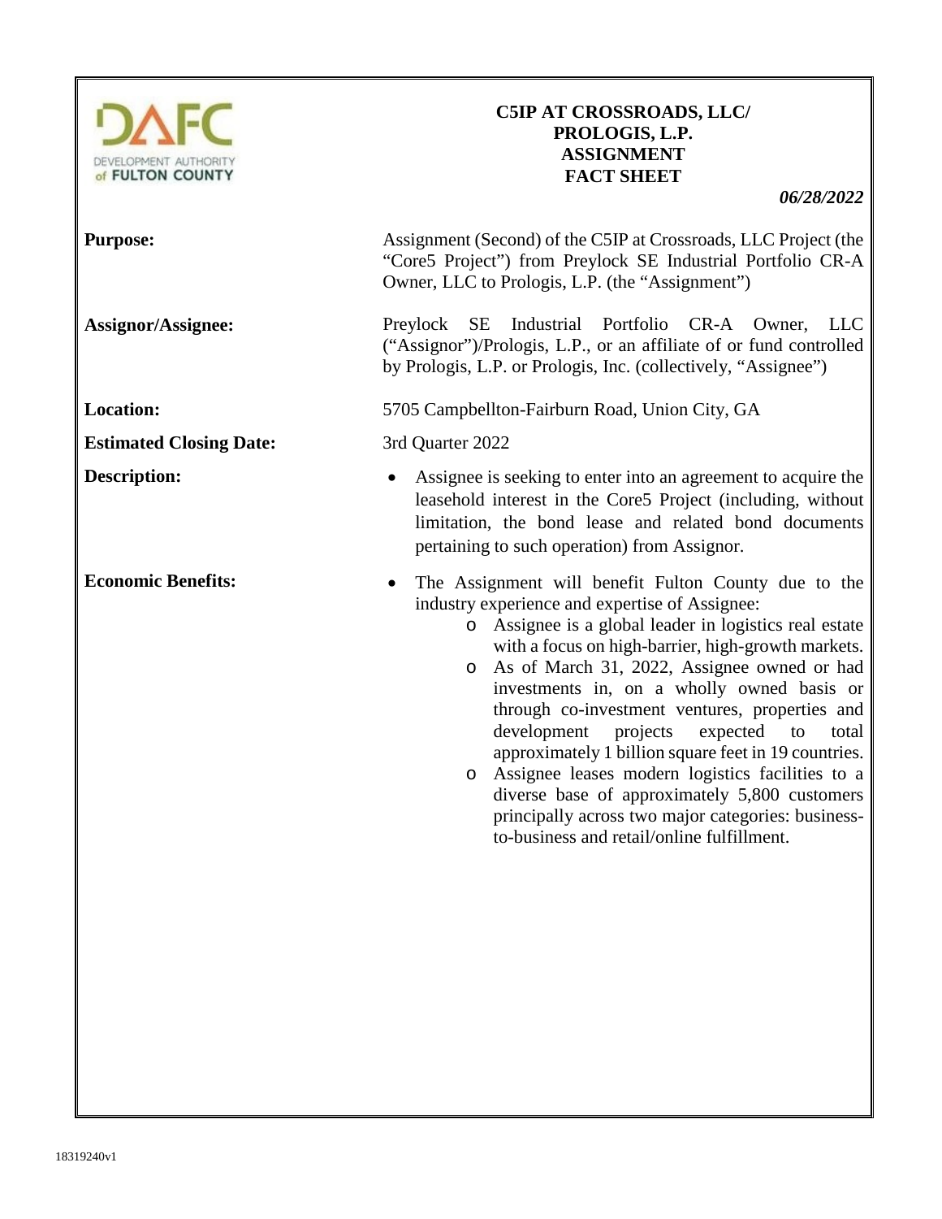DEVELOPMENT AUTHORITY of FULTON COUNTY

# C5IP AT CROSSROADS, LLC/ PROLOGIS, L.P. ASSIGNMENT FACT SHEET

***06/28/2022***

**Purpose:** Assignment (Second) of the C5IP at Crossroads, LLC Project (the "Core5 Project") from Preylock SE Industrial Portfolio CR-A Owner, LLC to Prologis, L.P. (the "Assignment")

**Assignor/Assignee:** Preylock SE Industrial Portfolio CR-A Owner, LLC ("Assignor")/Prologis, L.P., or an affiliate of or fund controlled by Prologis, L.P. or Prologis, Inc. (collectively, "Assignee")

**Location:** 5705 Campbellton-Fairburn Road, Union City, GA

**Estimated Closing Date:** 3rd Quarter 2022

**Description:**

- Assignee is seeking to enter into an agreement to acquire the leasehold interest in the Core5 Project (including, without limitation, the bond lease and related bond documents pertaining to such operation) from Assignor.

**Economic Benefits:**

- The Assignment will benefit Fulton County due to the industry experience and expertise of Assignee:
  - Assignee is a global leader in logistics real estate with a focus on high-barrier, high-growth markets.
  - As of March 31, 2022, Assignee owned or had investments in, on a wholly owned basis or through co-investment ventures, properties and development projects expected to total approximately 1 billion square feet in 19 countries.
  - Assignee leases modern logistics facilities to a diverse base of approximately 5,800 customers principally across two major categories: business-to-business and retail/online fulfillment.

18319240v1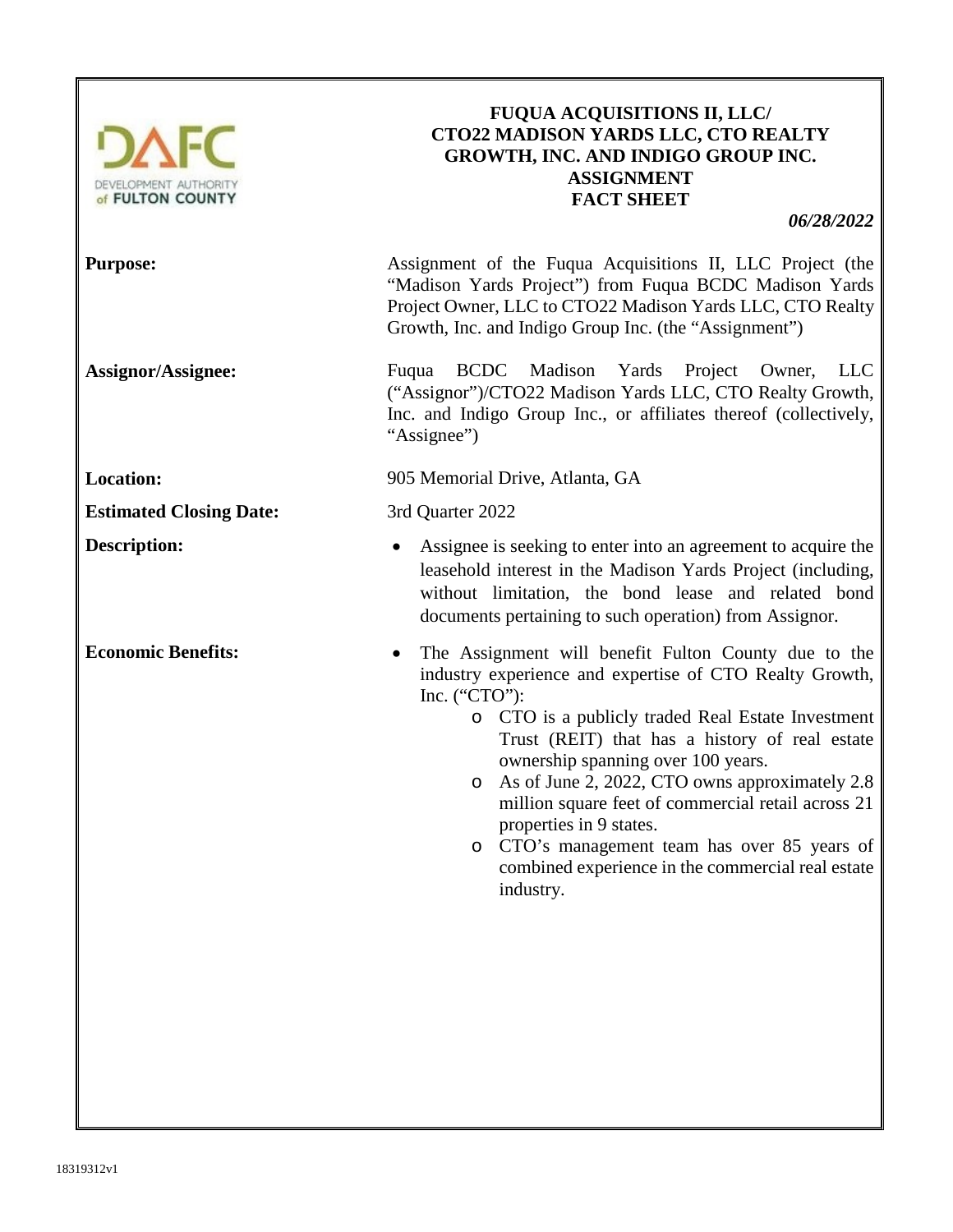DEVELOPMENT AUTHORITY of FULTON COUNTY

# FUQUA ACQUISITIONS II, LLC/ CTO22 MADISON YARDS LLC, CTO REALTY GROWTH, INC. AND INDIGO GROUP INC. ASSIGNMENT FACT SHEET

*06/28/2022*

**Purpose:**

Assignment of the Fuqua Acquisitions II, LLC Project (the "Madison Yards Project") from Fuqua BCDC Madison Yards Project Owner, LLC to CTO22 Madison Yards LLC, CTO Realty Growth, Inc. and Indigo Group Inc. (the "Assignment")

**Assignor/Assignee:**

Fuqua BCDC Madison Yards Project Owner, LLC ("Assignor")/CTO22 Madison Yards LLC, CTO Realty Growth, Inc. and Indigo Group Inc., or affiliates thereof (collectively, "Assignee")

**Location:**

905 Memorial Drive, Atlanta, GA

**Estimated Closing Date:**

3rd Quarter 2022

**Description:**

- Assignee is seeking to enter into an agreement to acquire the leasehold interest in the Madison Yards Project (including, without limitation, the bond lease and related bond documents pertaining to such operation) from Assignor.

**Economic Benefits:**

- The Assignment will benefit Fulton County due to the industry experience and expertise of CTO Realty Growth, Inc. ("CTO"):
  - CTO is a publicly traded Real Estate Investment Trust (REIT) that has a history of real estate ownership spanning over 100 years.
  - As of June 2, 2022, CTO owns approximately 2.8 million square feet of commercial retail across 21 properties in 9 states.
  - CTO's management team has over 85 years of combined experience in the commercial real estate industry.

18319312v1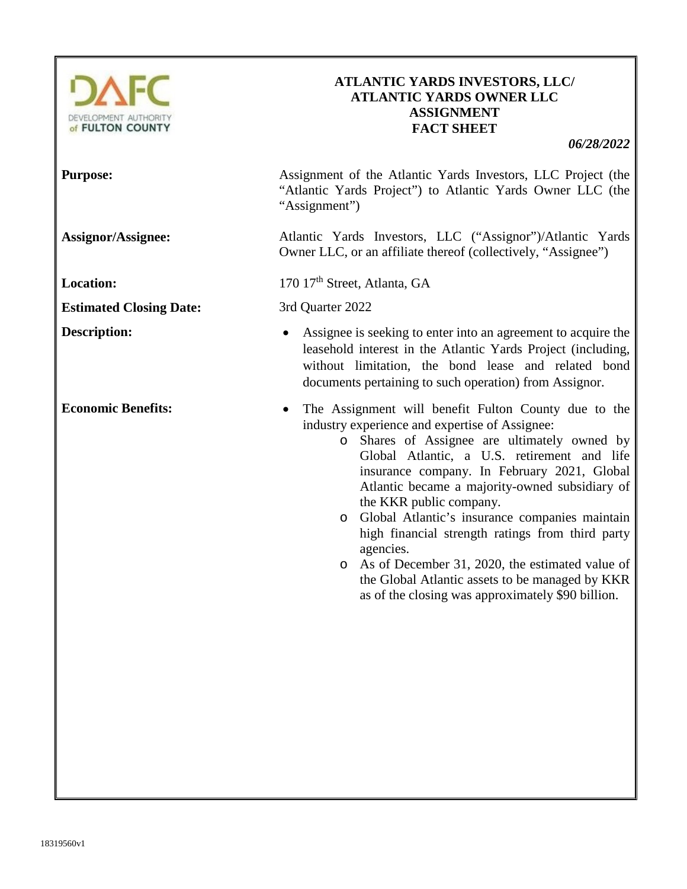DEVELOPMENT AUTHORITY of FULTON COUNTY

# ATLANTIC YARDS INVESTORS, LLC/ ATLANTIC YARDS OWNER LLC ASSIGNMENT FACT SHEET

*06/28/2022*

**Purpose:** Assignment of the Atlantic Yards Investors, LLC Project (the "Atlantic Yards Project") to Atlantic Yards Owner LLC (the "Assignment")

**Assignor/Assignee:** Atlantic Yards Investors, LLC ("Assignor")/Atlantic Yards Owner LLC, or an affiliate thereof (collectively, "Assignee")

**Location:** 170 17th Street, Atlanta, GA

**Estimated Closing Date:** 3rd Quarter 2022

**Description:**

- Assignee is seeking to enter into an agreement to acquire the leasehold interest in the Atlantic Yards Project (including, without limitation, the bond lease and related bond documents pertaining to such operation) from Assignor.

**Economic Benefits:**

- The Assignment will benefit Fulton County due to the industry experience and expertise of Assignee:
  - Shares of Assignee are ultimately owned by Global Atlantic, a U.S. retirement and life insurance company. In February 2021, Global Atlantic became a majority-owned subsidiary of the KKR public company.
  - Global Atlantic's insurance companies maintain high financial strength ratings from third party agencies.
  - As of December 31, 2020, the estimated value of the Global Atlantic assets to be managed by KKR as of the closing was approximately $90 billion.

18319560v1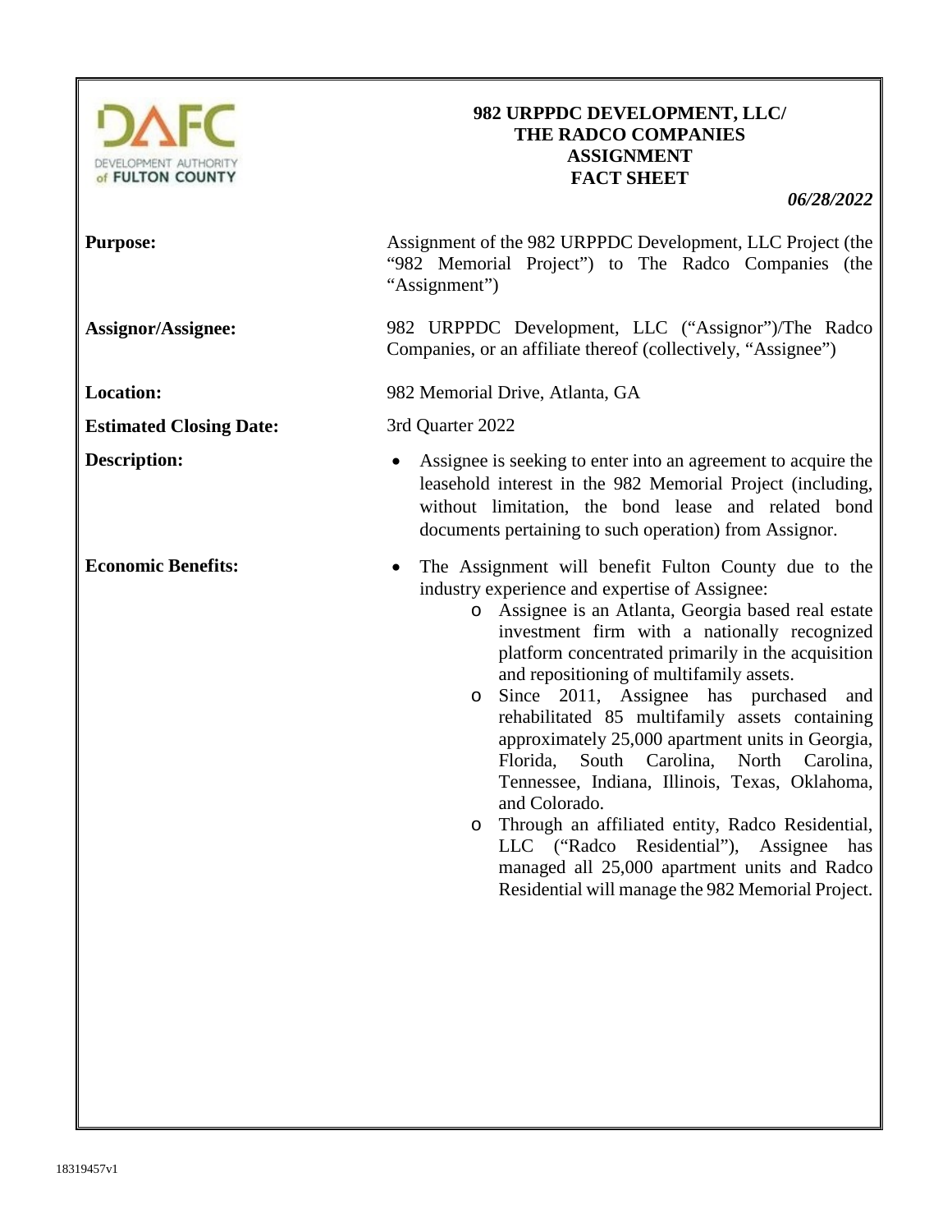DEVELOPMENT AUTHORITY of FULTON COUNTY

# 982 URPPDC DEVELOPMENT, LLC/ THE RADCO COMPANIES ASSIGNMENT FACT SHEET

*06/28/2022*

**Purpose:** Assignment of the 982 URPPDC Development, LLC Project (the "982 Memorial Project") to The Radco Companies (the "Assignment")

**Assignor/Assignee:** 982 URPPDC Development, LLC ("Assignor")/The Radco Companies, or an affiliate thereof (collectively, "Assignee")

**Location:** 982 Memorial Drive, Atlanta, GA

**Estimated Closing Date:** 3rd Quarter 2022

**Description:**

- Assignee is seeking to enter into an agreement to acquire the leasehold interest in the 982 Memorial Project (including, without limitation, the bond lease and related bond documents pertaining to such operation) from Assignor.

**Economic Benefits:**

- The Assignment will benefit Fulton County due to the industry experience and expertise of Assignee:
  - Assignee is an Atlanta, Georgia based real estate investment firm with a nationally recognized platform concentrated primarily in the acquisition and repositioning of multifamily assets.
  - Since 2011, Assignee has purchased and rehabilitated 85 multifamily assets containing approximately 25,000 apartment units in Georgia, Florida, South Carolina, North Carolina, Tennessee, Indiana, Illinois, Texas, Oklahoma, and Colorado.
  - Through an affiliated entity, Radco Residential, LLC ("Radco Residential"), Assignee has managed all 25,000 apartment units and Radco Residential will manage the 982 Memorial Project.

18319457v1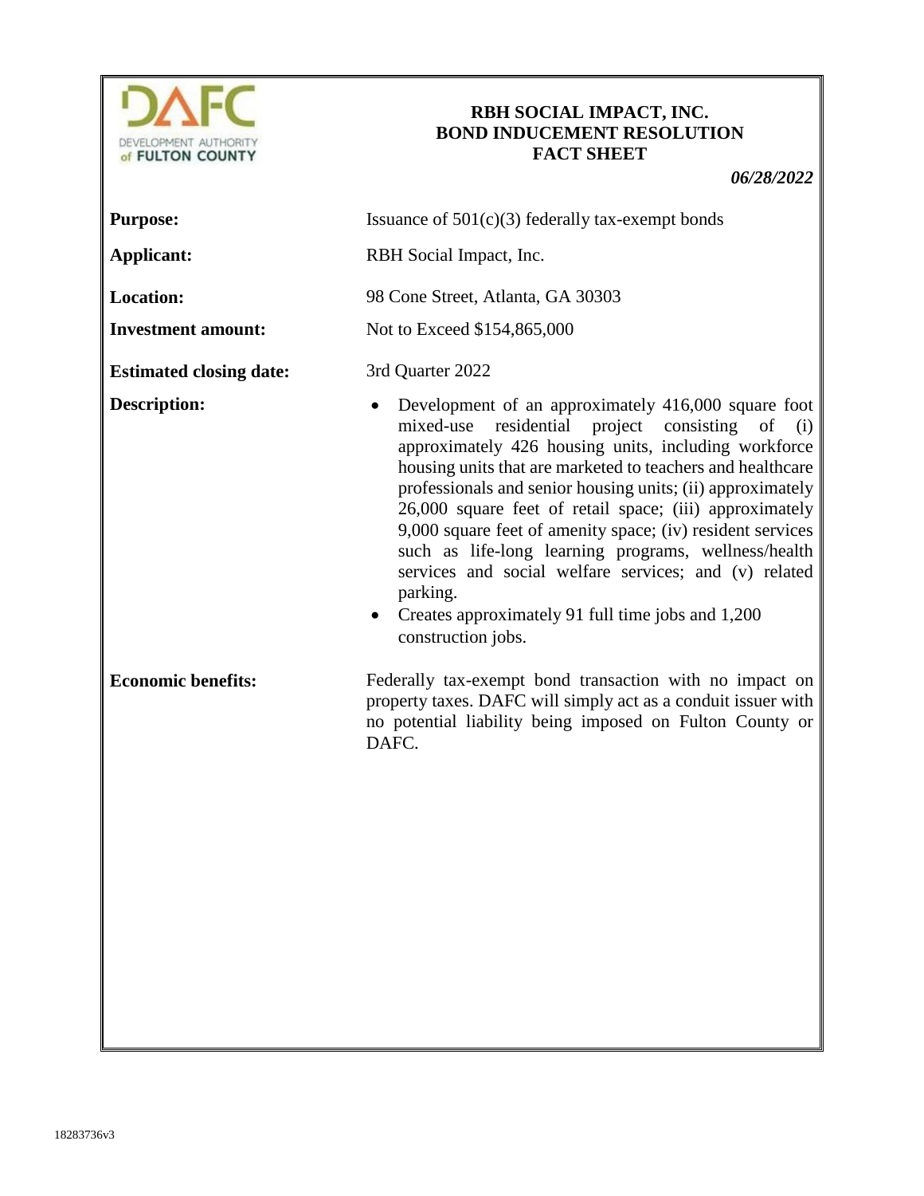DEVELOPMENT AUTHORITY of FULTON COUNTY

# RBH SOCIAL IMPACT, INC.
# BOND INDUCEMENT RESOLUTION
# FACT SHEET

***06/28/2022***

**Purpose:** Issuance of 501(c)(3) federally tax-exempt bonds

**Applicant:** RBH Social Impact, Inc.

**Location:** 98 Cone Street, Atlanta, GA 30303

**Investment amount:** Not to Exceed $154,865,000

**Estimated closing date:** 3rd Quarter 2022

**Description:**

- Development of an approximately 416,000 square foot mixed-use residential project consisting of (i) approximately 426 housing units, including workforce housing units that are marketed to teachers and healthcare professionals and senior housing units; (ii) approximately 26,000 square feet of retail space; (iii) approximately 9,000 square feet of amenity space; (iv) resident services such as life-long learning programs, wellness/health services and social welfare services; and (v) related parking.
- Creates approximately 91 full time jobs and 1,200 construction jobs.

**Economic benefits:** Federally tax-exempt bond transaction with no impact on property taxes. DAFC will simply act as a conduit issuer with no potential liability being imposed on Fulton County or DAFC.

18283736v3